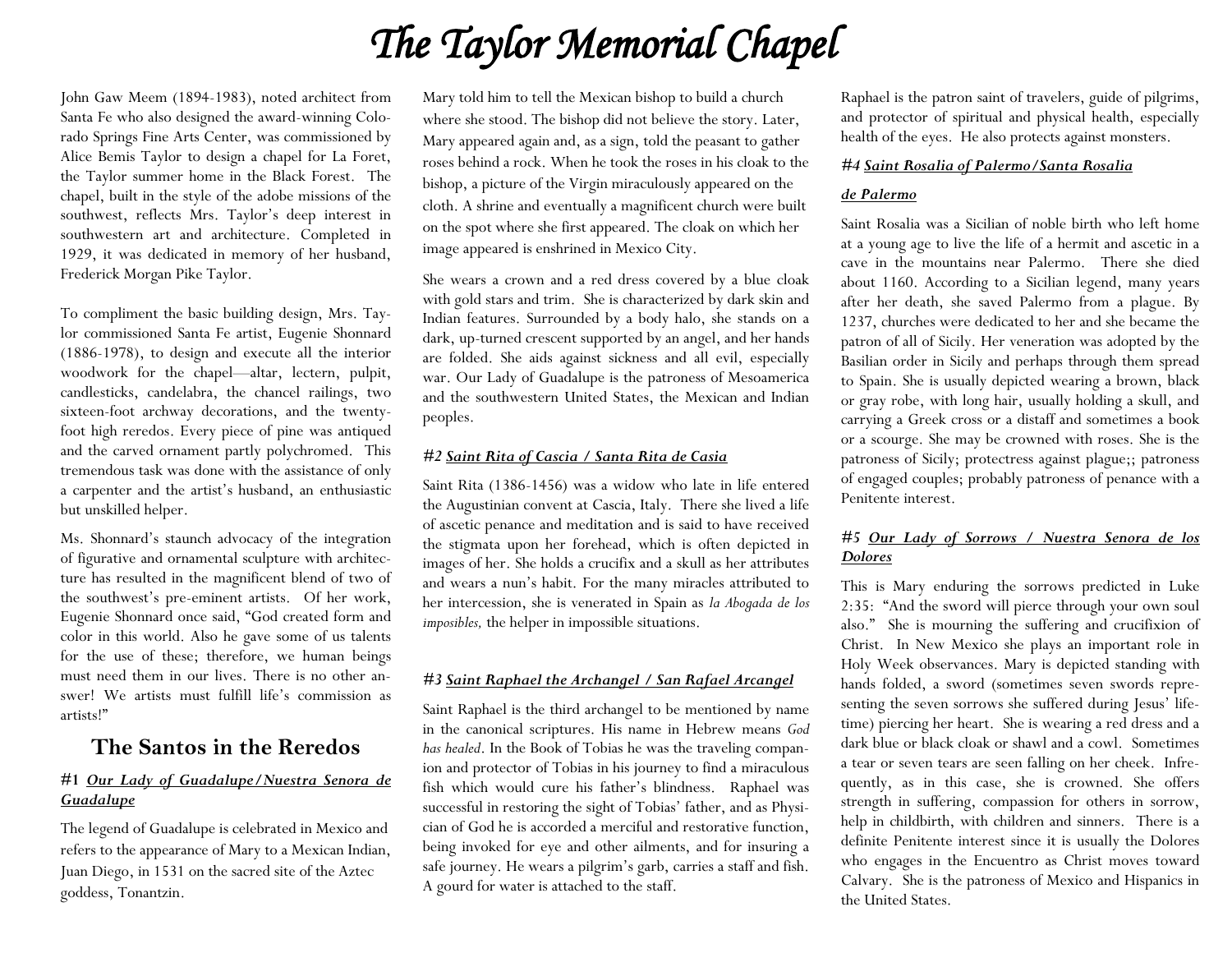# The Taylor Memorial Chapel

John Gaw Meem (1894-1983), noted architect from Santa Fe who also designed the award-winning Colorado Springs Fine Arts Center, was commissioned by Alice Bemis Taylor to design a chapel for La Foret, the Taylor summer home in the Black Forest. The chapel, built in the style of the adobe missions of the southwest, reflects Mrs. Taylor's deep interest in southwestern art and architecture. Completed in 1929, it was dedicated in memory of her husband, Frederick Morgan Pike Taylor.

To compliment the basic building design, Mrs. Taylor commissioned Santa Fe artist, Eugenie Shonnard (1886-1978), to design and execute all the interior woodwork for the chapel—altar, lectern, pulpit, candlesticks, candelabra, the chancel railings, two sixteen-foot archway decorations, and the twenty-foot high reredos. Every piece of pine was antiqued and the carved ornament partly polychromed. This tremendous task was done with the assistance of only a carpenter and the artist's husband, an enthusiastic but unskilled helper.

Ms. Shonnard's staunch advocacy of the integration of figurative and ornamental sculpture with architecture has resulted in the magnificent blend of two of the southwest's pre-eminent artists. Of her work, Eugenie Shonnard once said, "God created form and color in this world. Also he gave some of us talents for the use of these; therefore, we human beings must need them in our lives. There is no other answer! We artists must fulfill life's commission as artists!"

## The Santos in the Reredos

### #1 ***Our Lady of Guadalupe/Nuestra Senora de Guadalupe***

The legend of Guadalupe is celebrated in Mexico and refers to the appearance of Mary to a Mexican Indian, Juan Diego, in 1531 on the sacred site of the Aztec goddess, Tonantzin. Mary told him to tell the Mexican bishop to build a church where she stood. The bishop did not believe the story. Later, Mary appeared again and, as a sign, told the peasant to gather roses behind a rock. When he took the roses in his cloak to the bishop, a picture of the Virgin miraculously appeared on the cloth. A shrine and eventually a magnificent church were built on the spot where she first appeared. The cloak on which her image appeared is enshrined in Mexico City.

She wears a crown and a red dress covered by a blue cloak with gold stars and trim. She is characterized by dark skin and Indian features. Surrounded by a body halo, she stands on a dark, up-turned crescent supported by an angel, and her hands are folded. She aids against sickness and all evil, especially war. Our Lady of Guadalupe is the patroness of Mesoamerica and the southwestern United States, the Mexican and Indian peoples.

### *#2* ***Saint Rita of Cascia / Santa Rita de Casia***

Saint Rita (1386-1456) was a widow who late in life entered the Augustinian convent at Cascia, Italy. There she lived a life of ascetic penance and meditation and is said to have received the stigmata upon her forehead, which is often depicted in images of her. She holds a crucifix and a skull as her attributes and wears a nun's habit. For the many miracles attributed to her intercession, she is venerated in Spain as *la Abogada de los imposibles,* the helper in impossible situations.

### *#3* ***Saint Raphael the Archangel / San Rafael Arcangel***

Saint Raphael is the third archangel to be mentioned by name in the canonical scriptures. His name in Hebrew means *God has healed*. In the Book of Tobias he was the traveling companion and protector of Tobias in his journey to find a miraculous fish which would cure his father's blindness. Raphael was successful in restoring the sight of Tobias' father, and as Physician of God he is accorded a merciful and restorative function, being invoked for eye and other ailments, and for insuring a safe journey. He wears a pilgrim's garb, carries a staff and fish. A gourd for water is attached to the staff.

Raphael is the patron saint of travelers, guide of pilgrims, and protector of spiritual and physical health, especially health of the eyes. He also protects against monsters.

### *#4* ***Saint Rosalia of Palermo/Santa Rosalia de Palermo***

Saint Rosalia was a Sicilian of noble birth who left home at a young age to live the life of a hermit and ascetic in a cave in the mountains near Palermo. There she died about 1160. According to a Sicilian legend, many years after her death, she saved Palermo from a plague. By 1237, churches were dedicated to her and she became the patron of all of Sicily. Her veneration was adopted by the Basilian order in Sicily and perhaps through them spread to Spain. She is usually depicted wearing a brown, black or gray robe, with long hair, usually holding a skull, and carrying a Greek cross or a distaff and sometimes a book or a scourge. She may be crowned with roses. She is the patroness of Sicily; protectress against plague;; patroness of engaged couples; probably patroness of penance with a Penitente interest.

### *#5* ***Our Lady of Sorrows / Nuestra Senora de los Dolores***

This is Mary enduring the sorrows predicted in Luke 2:35: "And the sword will pierce through your own soul also." She is mourning the suffering and crucifixion of Christ. In New Mexico she plays an important role in Holy Week observances. Mary is depicted standing with hands folded, a sword (sometimes seven swords representing the seven sorrows she suffered during Jesus' lifetime) piercing her heart. She is wearing a red dress and a dark blue or black cloak or shawl and a cowl. Sometimes a tear or seven tears are seen falling on her cheek. Infrequently, as in this case, she is crowned. She offers strength in suffering, compassion for others in sorrow, help in childbirth, with children and sinners. There is a definite Penitente interest since it is usually the Dolores who engages in the Encuentro as Christ moves toward Calvary. She is the patroness of Mexico and Hispanics in the United States.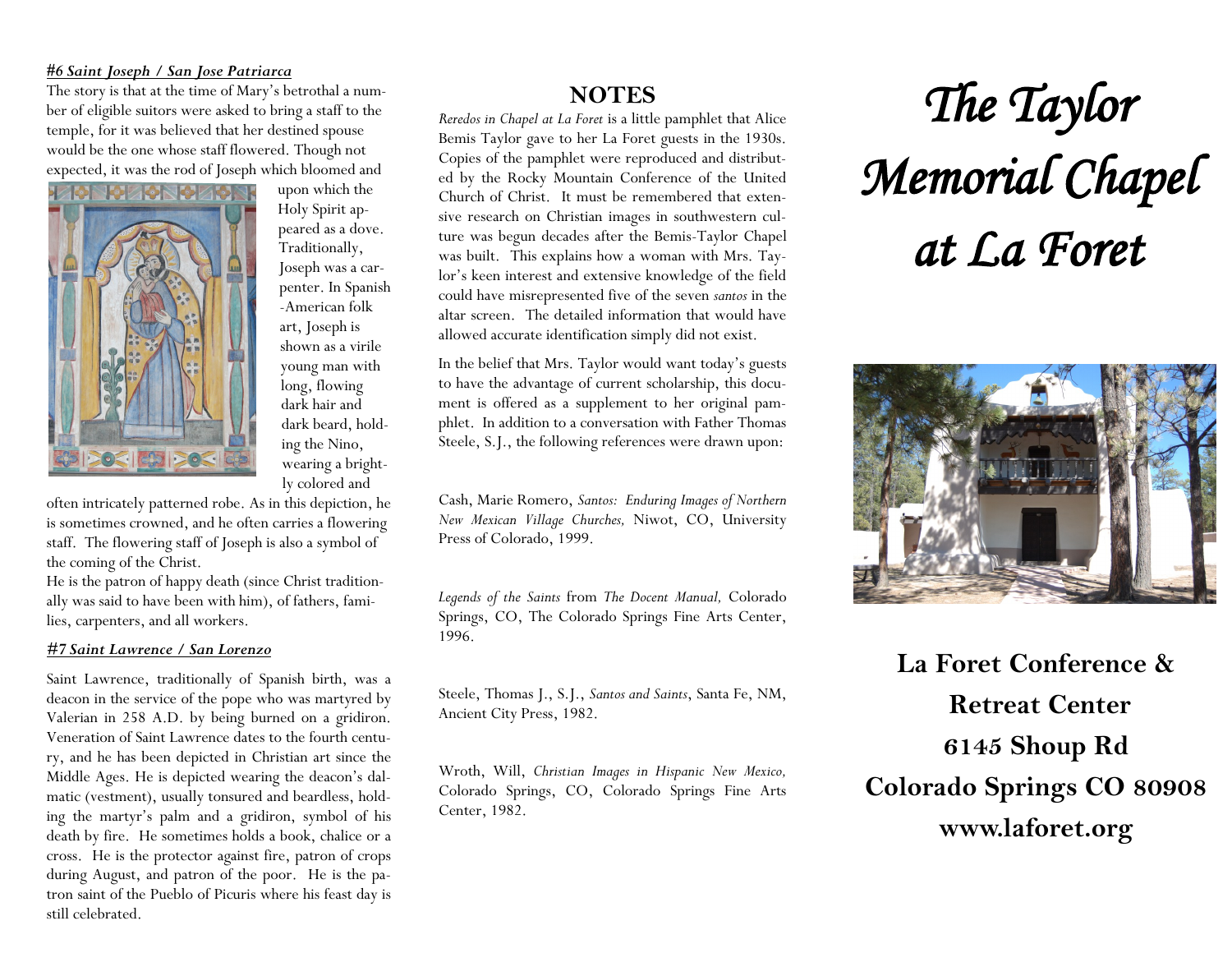#### *#6 Saint Joseph / San Jose Patriarca*

The story is that at the time of Mary's betrothal a number of eligible suitors were asked to bring a staff to the temple, for it was believed that her destined spouse would be the one whose staff flowered. Though not expected, it was the rod of Joseph which bloomed and upon which the Holy Spirit appeared as a dove. Traditionally, Joseph was a carpenter. In Spanish-American folk art, Joseph is shown as a virile young man with long, flowing dark hair and dark beard, holding the Nino, wearing a brightly colored and often intricately patterned robe. As in this depiction, he is sometimes crowned, and he often carries a flowering staff. The flowering staff of Joseph is also a symbol of the coming of the Christ.

He is the patron of happy death (since Christ traditionally was said to have been with him), of fathers, families, carpenters, and all workers.

#### *#7 Saint Lawrence / San Lorenzo*

Saint Lawrence, traditionally of Spanish birth, was a deacon in the service of the pope who was martyred by Valerian in 258 A.D. by being burned on a gridiron. Veneration of Saint Lawrence dates to the fourth century, and he has been depicted in Christian art since the Middle Ages. He is depicted wearing the deacon's dalmatic (vestment), usually tonsured and beardless, holding the martyr's palm and a gridiron, symbol of his death by fire. He sometimes holds a book, chalice or a cross. He is the protector against fire, patron of crops during August, and patron of the poor. He is the patron saint of the Pueblo of Picuris where his feast day is still celebrated.

## NOTES

*Reredos in Chapel at La Foret* is a little pamphlet that Alice Bemis Taylor gave to her La Foret guests in the 1930s. Copies of the pamphlet were reproduced and distributed by the Rocky Mountain Conference of the United Church of Christ. It must be remembered that extensive research on Christian images in southwestern culture was begun decades after the Bemis-Taylor Chapel was built. This explains how a woman with Mrs. Taylor's keen interest and extensive knowledge of the field could have misrepresented five of the seven *santos* in the altar screen. The detailed information that would have allowed accurate identification simply did not exist.

In the belief that Mrs. Taylor would want today's guests to have the advantage of current scholarship, this document is offered as a supplement to her original pamphlet. In addition to a conversation with Father Thomas Steele, S.J., the following references were drawn upon:

Cash, Marie Romero, *Santos: Enduring Images of Northern New Mexican Village Churches,* Niwot, CO, University Press of Colorado, 1999.

*Legends of the Saints* from *The Docent Manual,* Colorado Springs, CO, The Colorado Springs Fine Arts Center, 1996.

Steele, Thomas J., S.J., *Santos and Saints*, Santa Fe, NM, Ancient City Press, 1982.

Wroth, Will, *Christian Images in Hispanic New Mexico,* Colorado Springs, CO, Colorado Springs Fine Arts Center, 1982.

# *The Taylor Memorial Chapel at La Foret*

**La Foret Conference & Retreat Center**
**6145 Shoup Rd**
**Colorado Springs CO 80908**
**www.laforet.org**